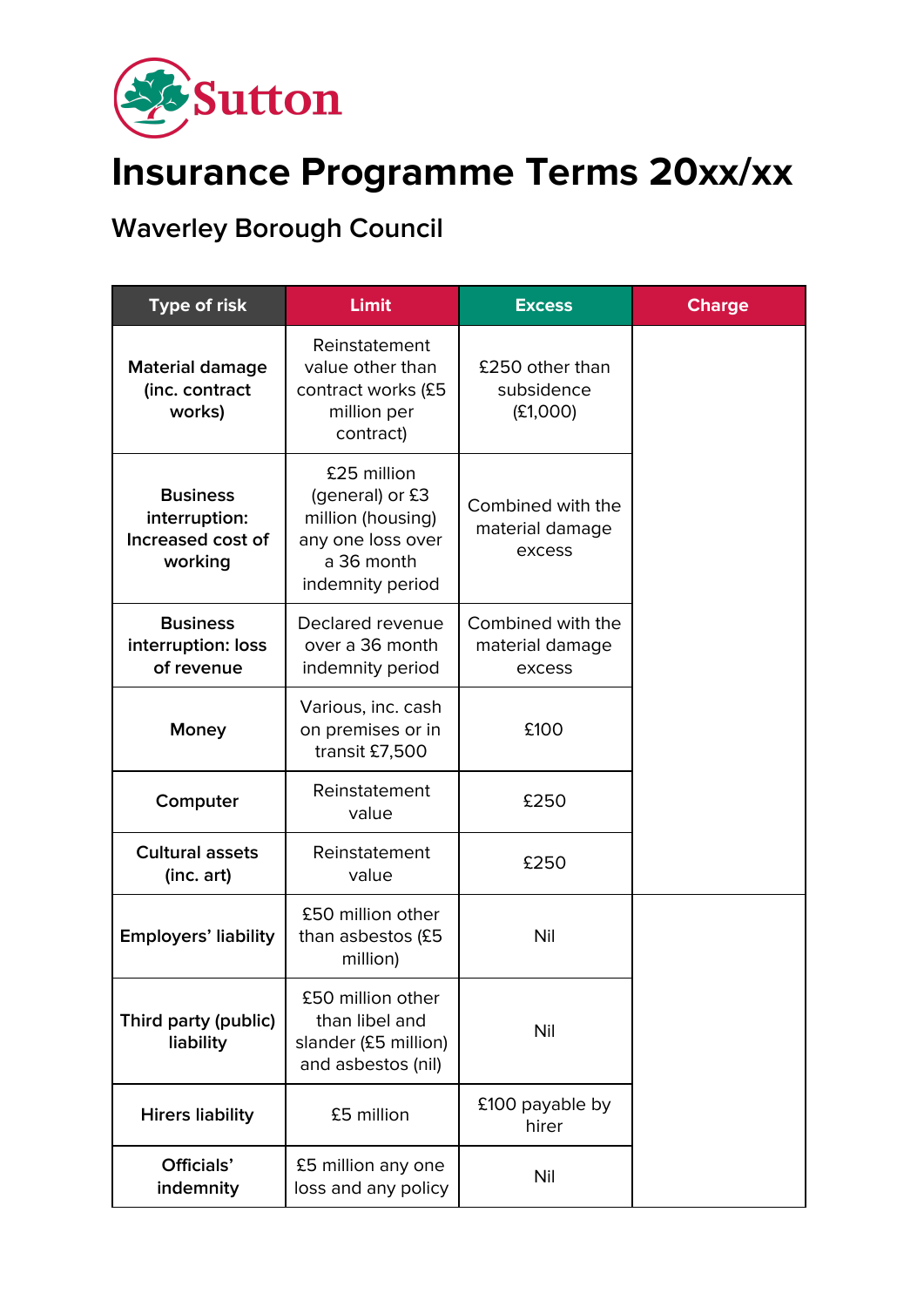Sutton

# Insurance Programme Terms 20xx/xx

## Waverley Borough Council

| Type of risk | Limit | Excess | Charge |
|---|---|---|---|
| **Material damage (inc. contract works)** | Reinstatement value other than contract works (£5 million per contract) | £250 other than subsidence (£1,000) | |
| **Business interruption: Increased cost of working** | £25 million (general) or £3 million (housing) any one loss over a 36 month indemnity period | Combined with the material damage excess | |
| **Business interruption: loss of revenue** | Declared revenue over a 36 month indemnity period | Combined with the material damage excess | |
| **Money** | Various, inc. cash on premises or in transit £7,500 | £100 | |
| **Computer** | Reinstatement value | £250 | |
| **Cultural assets (inc. art)** | Reinstatement value | £250 | |
| **Employers' liability** | £50 million other than asbestos (£5 million) | Nil | |
| **Third party (public) liability** | £50 million other than libel and slander (£5 million) and asbestos (nil) | Nil | |
| **Hirers liability** | £5 million | £100 payable by hirer | |
| **Officials' indemnity** | £5 million any one loss and any policy | Nil | |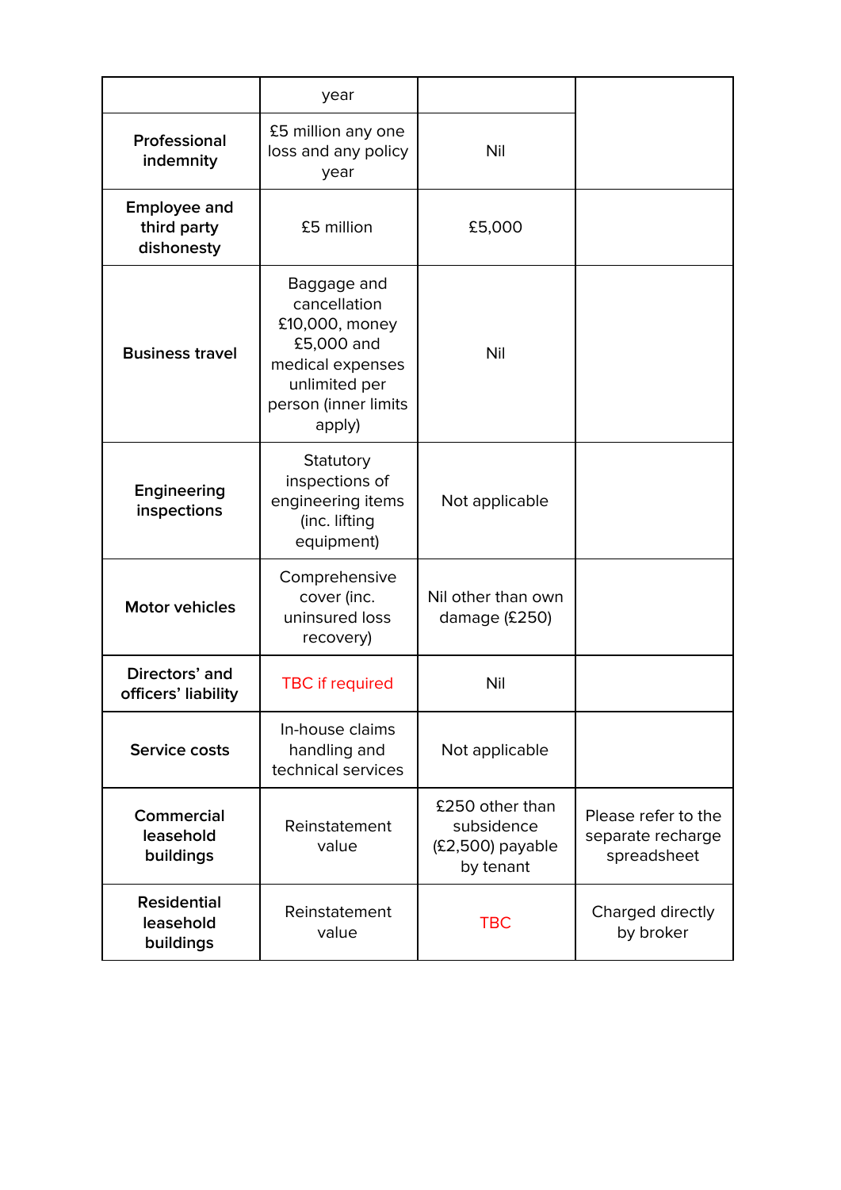| | | | |
|---|---|---|---|
| | year | | |
| **Professional indemnity** | £5 million any one loss and any policy year | Nil | |
| **Employee and third party dishonesty** | £5 million | £5,000 | |
| **Business travel** | Baggage and cancellation £10,000, money £5,000 and medical expenses unlimited per person (inner limits apply) | Nil | |
| **Engineering inspections** | Statutory inspections of engineering items (inc. lifting equipment) | Not applicable | |
| **Motor vehicles** | Comprehensive cover (inc. uninsured loss recovery) | Nil other than own damage (£250) | |
| **Directors' and officers' liability** | TBC if required | Nil | |
| **Service costs** | In-house claims handling and technical services | Not applicable | |
| **Commercial leasehold buildings** | Reinstatement value | £250 other than subsidence (£2,500) payable by tenant | Please refer to the separate recharge spreadsheet |
| **Residential leasehold buildings** | Reinstatement value | TBC | Charged directly by broker |